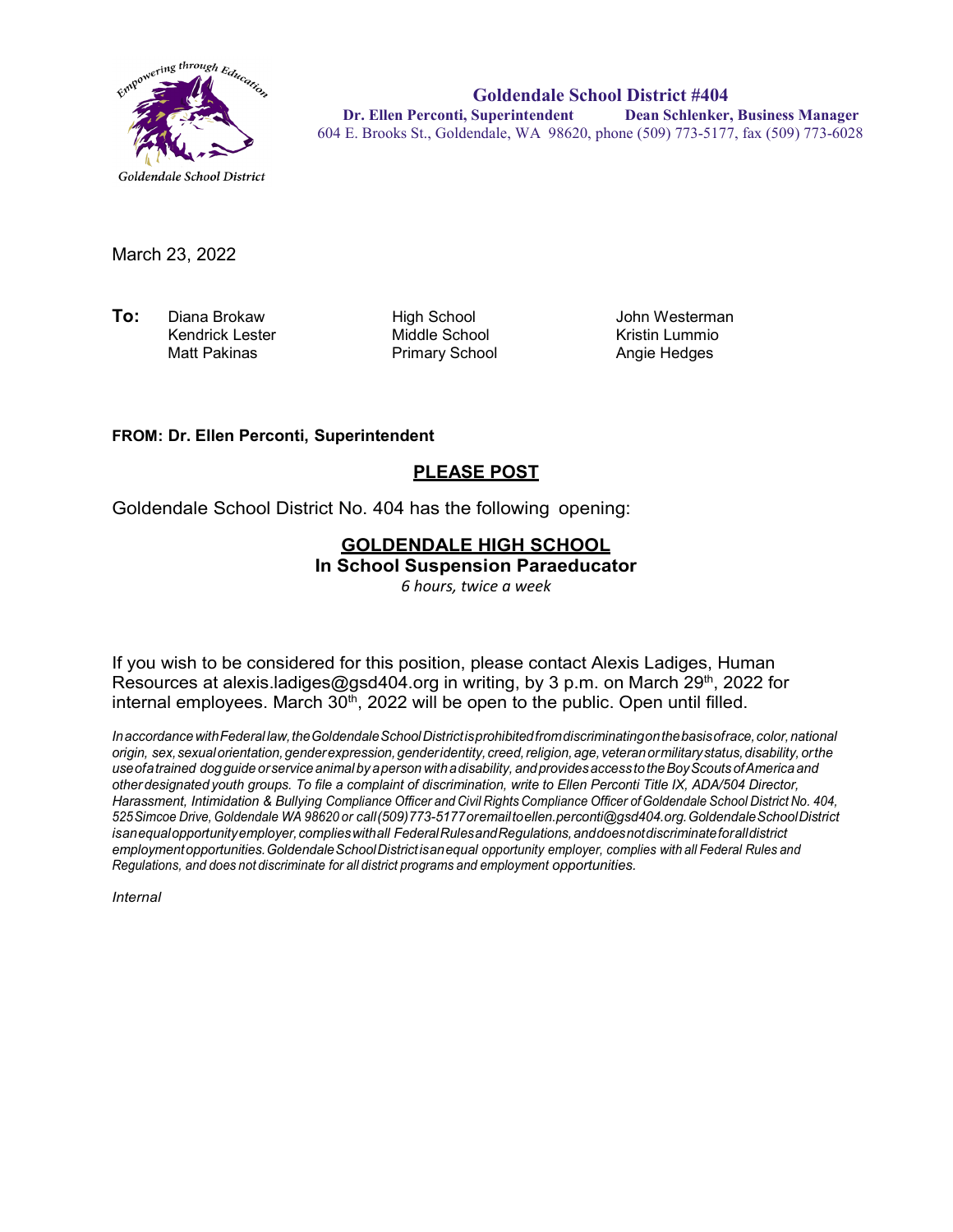Empowering through Education

Goldendale School District

**Goldendale School District #404**
**Dr. Ellen Perconti, Superintendent** **Dean Schlenker, Business Manager**
604 E. Brooks St., Goldendale, WA 98620, phone (509) 773-5177, fax (509) 773-6028

March 23, 2022

**To:**

| | | |
|---|---|---|
| Diana Brokaw | High School | John Westerman |
| Kendrick Lester | Middle School | Kristin Lummio |
| Matt Pakinas | Primary School | Angie Hedges |

**FROM: Dr. Ellen Perconti, Superintendent**

## PLEASE POST

Goldendale School District No. 404 has the following opening:

## GOLDENDALE HIGH SCHOOL

**In School Suspension Paraeducator**

*6 hours, twice a week*

If you wish to be considered for this position, please contact Alexis Ladiges, Human Resources at alexis.ladiges@gsd404.org in writing, by 3 p.m. on March 29th, 2022 for internal employees. March 30th, 2022 will be open to the public. Open until filled.

*In accordance with Federal law, the Goldendale School District is prohibited from discriminating on the basis of race, color, national origin, sex, sexual orientation, gender expression, gender identity, creed, religion, age, veteran or military status, disability, or the use of a trained dog guide or service animal by a person with a disability, and provides access to the Boy Scouts of America and other designated youth groups. To file a complaint of discrimination, write to Ellen Perconti Title IX, ADA/504 Director, Harassment, Intimidation & Bullying Compliance Officer and Civil Rights Compliance Officer of Goldendale School District No. 404, 525 Simcoe Drive, Goldendale WA 98620 or call (509) 773-5177 or email to ellen.perconti@gsd404.org. Goldendale School District is an equal opportunity employer, complies with all Federal Rules and Regulations, and does not discriminate for all district employment opportunities. Goldendale School District is an equal opportunity employer, complies with all Federal Rules and Regulations, and does not discriminate for all district programs and employment opportunities.*

*Internal*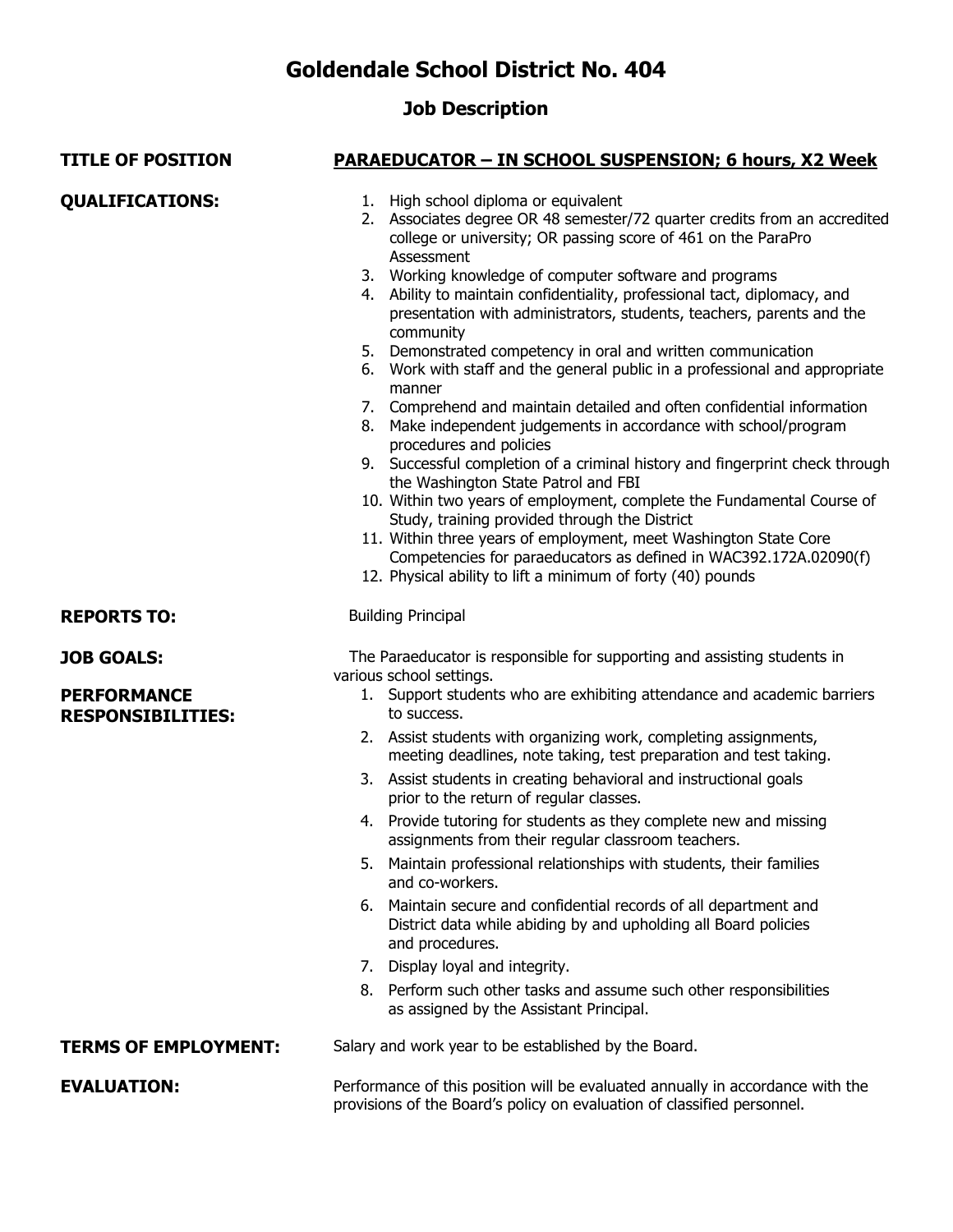# Goldendale School District No. 404

## Job Description

**TITLE OF POSITION** **PARAEDUCATOR – IN SCHOOL SUSPENSION; 6 hours, X2 Week**

**QUALIFICATIONS:**

1. High school diploma or equivalent
2. Associates degree OR 48 semester/72 quarter credits from an accredited college or university; OR passing score of 461 on the ParaPro Assessment
3. Working knowledge of computer software and programs
4. Ability to maintain confidentiality, professional tact, diplomacy, and presentation with administrators, students, teachers, parents and the community
5. Demonstrated competency in oral and written communication
6. Work with staff and the general public in a professional and appropriate manner
7. Comprehend and maintain detailed and often confidential information
8. Make independent judgements in accordance with school/program procedures and policies
9. Successful completion of a criminal history and fingerprint check through the Washington State Patrol and FBI
10. Within two years of employment, complete the Fundamental Course of Study, training provided through the District
11. Within three years of employment, meet Washington State Core Competencies for paraeducators as defined in WAC392.172A.02090(f)
12. Physical ability to lift a minimum of forty (40) pounds

**REPORTS TO:** Building Principal

**JOB GOALS:** The Paraeducator is responsible for supporting and assisting students in various school settings.

**PERFORMANCE RESPONSIBILITIES:**

1. Support students who are exhibiting attendance and academic barriers to success.
2. Assist students with organizing work, completing assignments, meeting deadlines, note taking, test preparation and test taking.
3. Assist students in creating behavioral and instructional goals prior to the return of regular classes.
4. Provide tutoring for students as they complete new and missing assignments from their regular classroom teachers.
5. Maintain professional relationships with students, their families and co-workers.
6. Maintain secure and confidential records of all department and District data while abiding by and upholding all Board policies and procedures.
7. Display loyal and integrity.
8. Perform such other tasks and assume such other responsibilities as assigned by the Assistant Principal.

**TERMS OF EMPLOYMENT:** Salary and work year to be established by the Board.

**EVALUATION:** Performance of this position will be evaluated annually in accordance with the provisions of the Board's policy on evaluation of classified personnel.